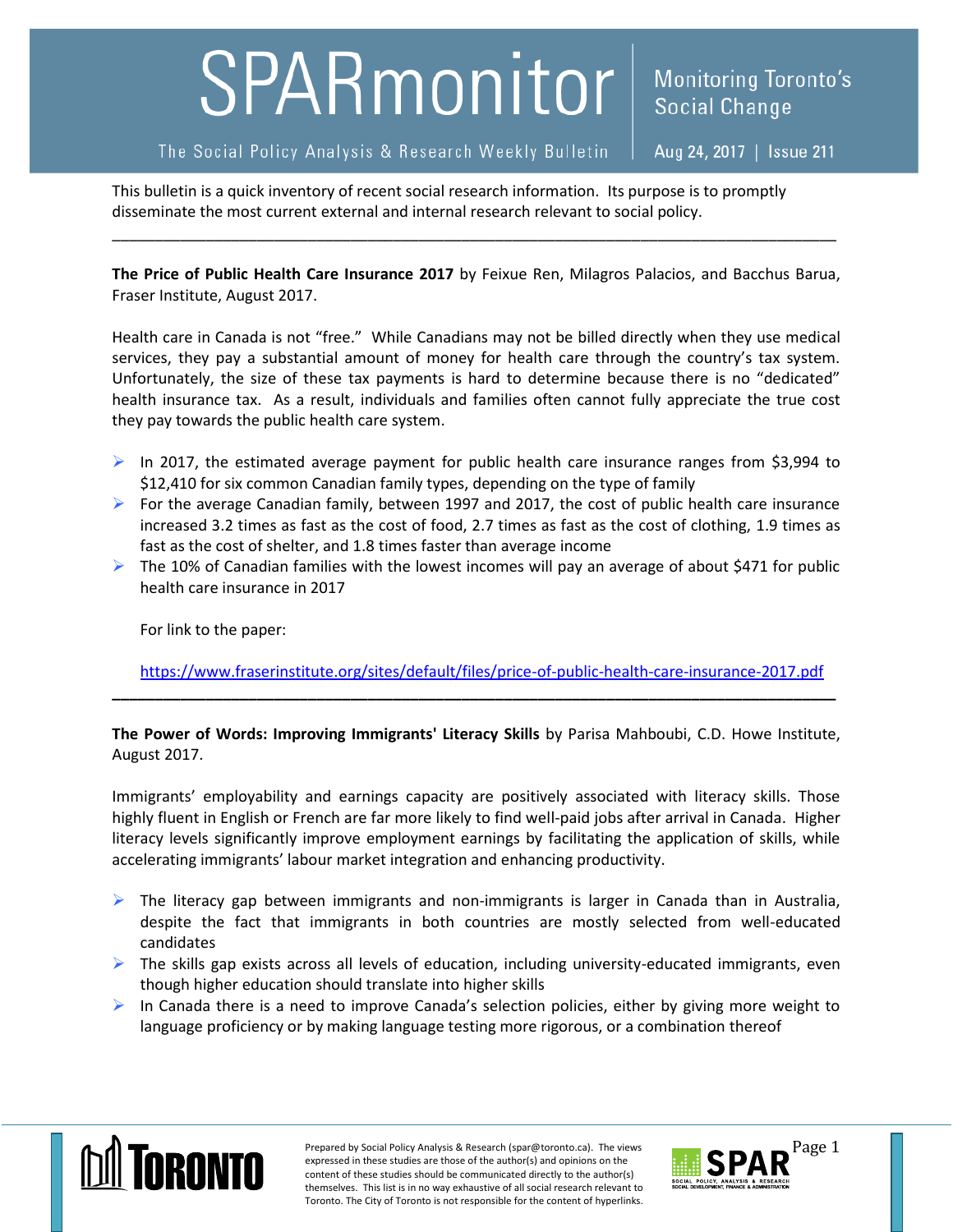# SPARmonitor

**Monitoring Toronto's Social Change**

The Social Policy Analysis & Research Weekly Bulletin | Aug 24, 2017 | Issue 211

This bulletin is a quick inventory of recent social research information. Its purpose is to promptly disseminate the most current external and internal research relevant to social policy.

---

**The Price of Public Health Care Insurance 2017** by Feixue Ren, Milagros Palacios, and Bacchus Barua, Fraser Institute, August 2017.

Health care in Canada is not "free." While Canadians may not be billed directly when they use medical services, they pay a substantial amount of money for health care through the country's tax system. Unfortunately, the size of these tax payments is hard to determine because there is no "dedicated" health insurance tax. As a result, individuals and families often cannot fully appreciate the true cost they pay towards the public health care system.

- In 2017, the estimated average payment for public health care insurance ranges from $3,994 to $12,410 for six common Canadian family types, depending on the type of family
- For the average Canadian family, between 1997 and 2017, the cost of public health care insurance increased 3.2 times as fast as the cost of food, 2.7 times as fast as the cost of clothing, 1.9 times as fast as the cost of shelter, and 1.8 times faster than average income
- The 10% of Canadian families with the lowest incomes will pay an average of about $471 for public health care insurance in 2017

For link to the paper:

https://www.fraserinstitute.org/sites/default/files/price-of-public-health-care-insurance-2017.pdf

---

**The Power of Words: Improving Immigrants' Literacy Skills** by Parisa Mahboubi, C.D. Howe Institute, August 2017.

Immigrants' employability and earnings capacity are positively associated with literacy skills. Those highly fluent in English or French are far more likely to find well-paid jobs after arrival in Canada. Higher literacy levels significantly improve employment earnings by facilitating the application of skills, while accelerating immigrants' labour market integration and enhancing productivity.

- The literacy gap between immigrants and non-immigrants is larger in Canada than in Australia, despite the fact that immigrants in both countries are mostly selected from well-educated candidates
- The skills gap exists across all levels of education, including university-educated immigrants, even though higher education should translate into higher skills
- In Canada there is a need to improve Canada's selection policies, either by giving more weight to language proficiency or by making language testing more rigorous, or a combination thereof

Prepared by Social Policy Analysis & Research (spar@toronto.ca). The views expressed in these studies are those of the author(s) and opinions on the content of these studies should be communicated directly to the author(s) themselves. This list is in no way exhaustive of all social research relevant to Toronto. The City of Toronto is not responsible for the content of hyperlinks.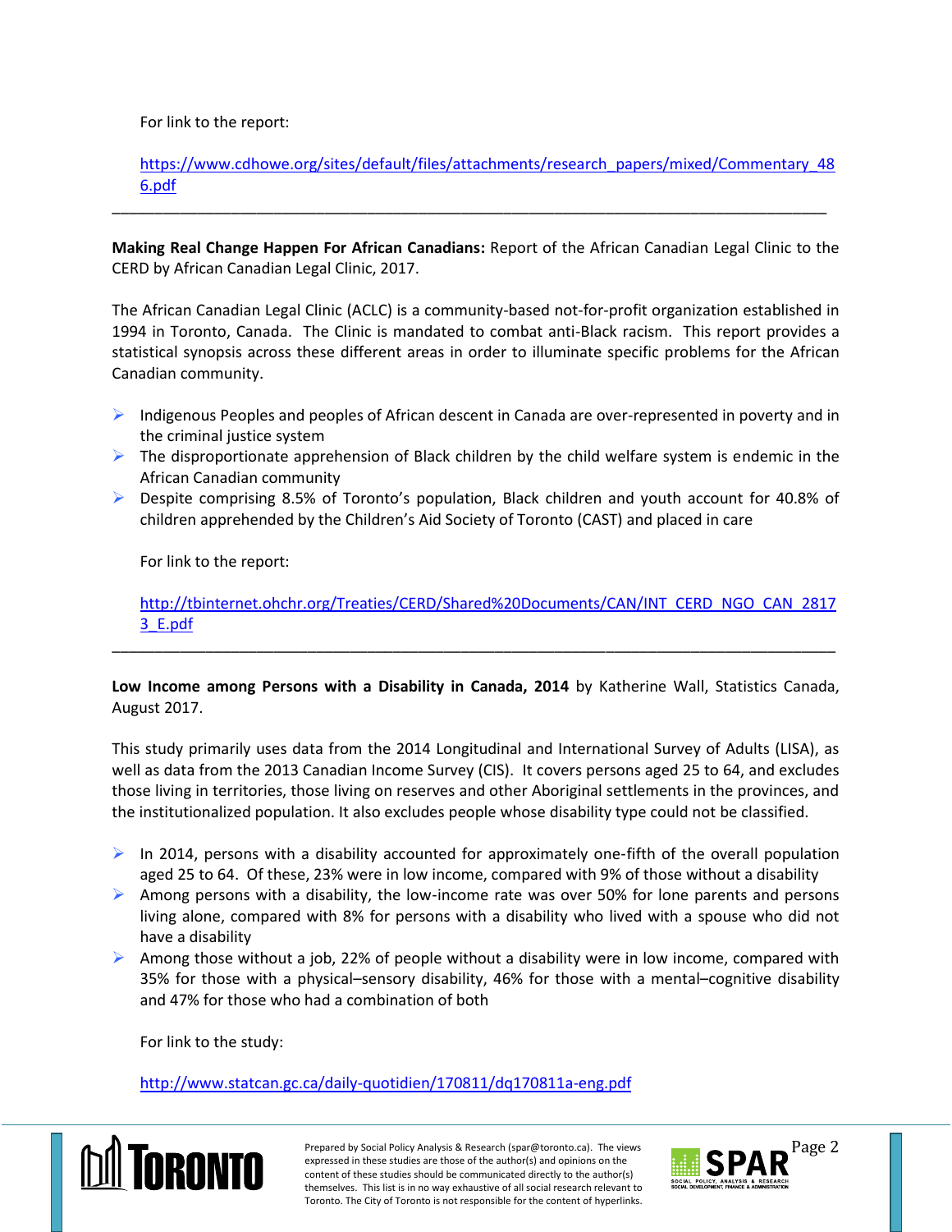For link to the report:

https://www.cdhowe.org/sites/default/files/attachments/research_papers/mixed/Commentary_486.pdf

---

**Making Real Change Happen For African Canadians:** Report of the African Canadian Legal Clinic to the CERD by African Canadian Legal Clinic, 2017.

The African Canadian Legal Clinic (ACLC) is a community-based not-for-profit organization established in 1994 in Toronto, Canada. The Clinic is mandated to combat anti-Black racism. This report provides a statistical synopsis across these different areas in order to illuminate specific problems for the African Canadian community.

- Indigenous Peoples and peoples of African descent in Canada are over-represented in poverty and in the criminal justice system
- The disproportionate apprehension of Black children by the child welfare system is endemic in the African Canadian community
- Despite comprising 8.5% of Toronto's population, Black children and youth account for 40.8% of children apprehended by the Children's Aid Society of Toronto (CAST) and placed in care

For link to the report:

http://tbinternet.ohchr.org/Treaties/CERD/Shared%20Documents/CAN/INT_CERD_NGO_CAN_28173_E.pdf

---

**Low Income among Persons with a Disability in Canada, 2014** by Katherine Wall, Statistics Canada, August 2017.

This study primarily uses data from the 2014 Longitudinal and International Survey of Adults (LISA), as well as data from the 2013 Canadian Income Survey (CIS). It covers persons aged 25 to 64, and excludes those living in territories, those living on reserves and other Aboriginal settlements in the provinces, and the institutionalized population. It also excludes people whose disability type could not be classified.

- In 2014, persons with a disability accounted for approximately one-fifth of the overall population aged 25 to 64. Of these, 23% were in low income, compared with 9% of those without a disability
- Among persons with a disability, the low-income rate was over 50% for lone parents and persons living alone, compared with 8% for persons with a disability who lived with a spouse who did not have a disability
- Among those without a job, 22% of people without a disability were in low income, compared with 35% for those with a physical–sensory disability, 46% for those with a mental–cognitive disability and 47% for those who had a combination of both

For link to the study:

http://www.statcan.gc.ca/daily-quotidien/170811/dq170811a-eng.pdf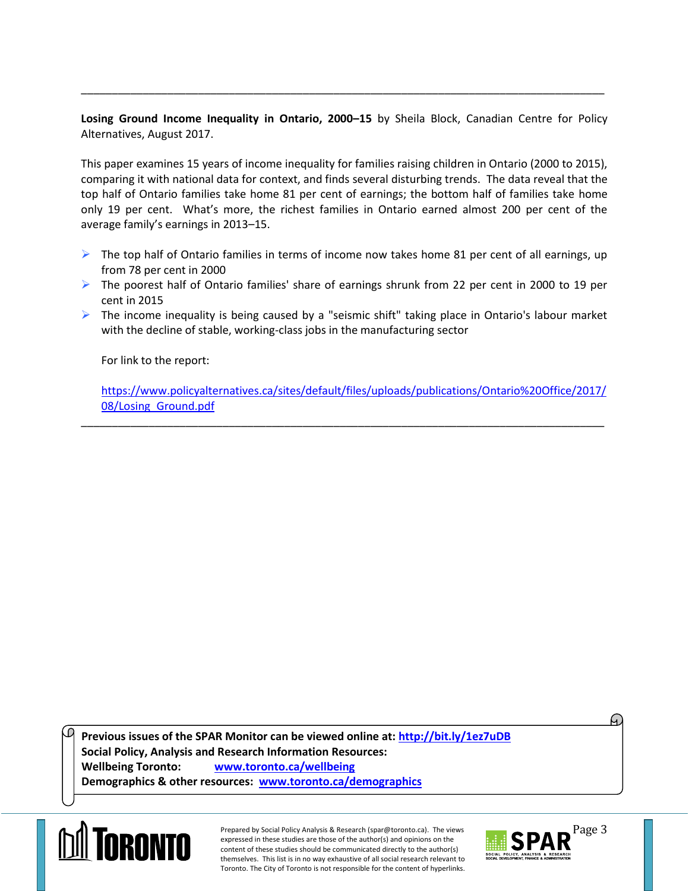---

**Losing Ground Income Inequality in Ontario, 2000–15** by Sheila Block, Canadian Centre for Policy Alternatives, August 2017.

This paper examines 15 years of income inequality for families raising children in Ontario (2000 to 2015), comparing it with national data for context, and finds several disturbing trends. The data reveal that the top half of Ontario families take home 81 per cent of earnings; the bottom half of families take home only 19 per cent. What's more, the richest families in Ontario earned almost 200 per cent of the average family's earnings in 2013–15.

- The top half of Ontario families in terms of income now takes home 81 per cent of all earnings, up from 78 per cent in 2000
- The poorest half of Ontario families' share of earnings shrunk from 22 per cent in 2000 to 19 per cent in 2015
- The income inequality is being caused by a "seismic shift" taking place in Ontario's labour market with the decline of stable, working-class jobs in the manufacturing sector

For link to the report:

https://www.policyalternatives.ca/sites/default/files/uploads/publications/Ontario%20Office/2017/08/Losing_Ground.pdf

---

**Previous issues of the SPAR Monitor can be viewed online at: http://bit.ly/1ez7uDB**
**Social Policy, Analysis and Research Information Resources:**
**Wellbeing Toronto: www.toronto.ca/wellbeing**
**Demographics & other resources: www.toronto.ca/demographics**

Prepared by Social Policy Analysis & Research (spar@toronto.ca). The views expressed in these studies are those of the author(s) and opinions on the content of these studies should be communicated directly to the author(s) themselves. This list is in no way exhaustive of all social research relevant to Toronto. The City of Toronto is not responsible for the content of hyperlinks.